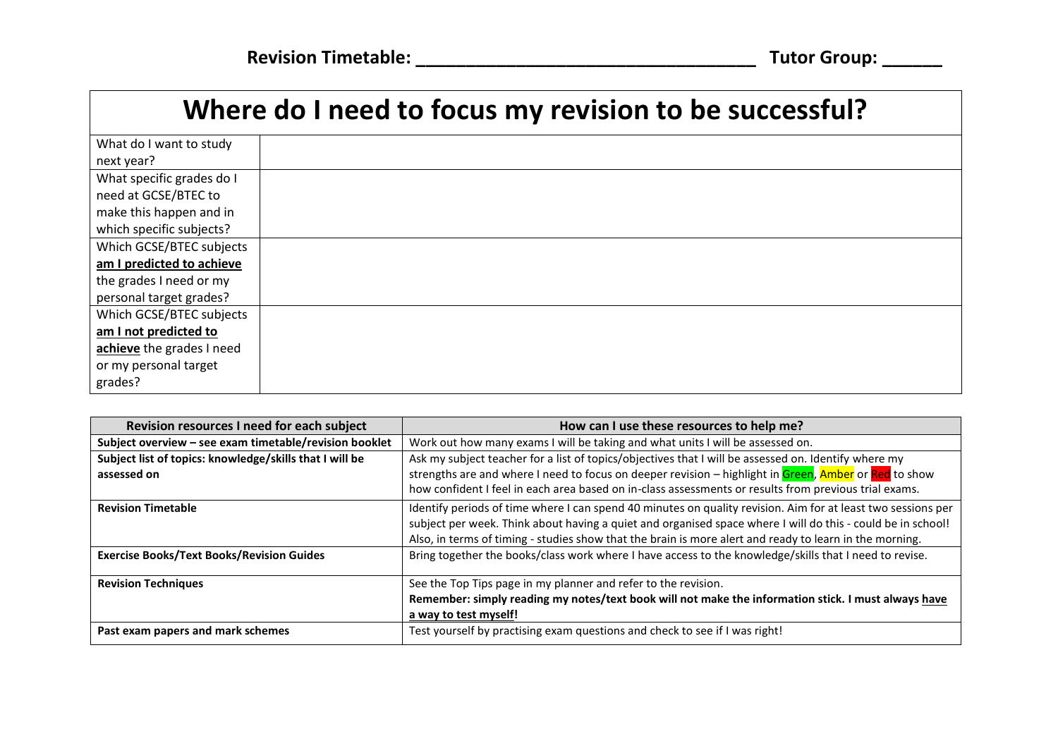**Revision Timetable: \_\_\_\_\_\_\_\_\_\_\_\_\_\_\_\_\_\_\_\_\_\_\_\_\_\_\_\_\_\_\_\_\_\_ Tutor Group: \_\_\_\_\_\_**

# Where do I need to focus my revision to be successful?

| | |
|---|---|
| What do I want to study next year? | |
| What specific grades do I need at GCSE/BTEC to make this happen and in which specific subjects? | |
| Which GCSE/BTEC subjects **am I predicted to achieve** the grades I need or my personal target grades? | |
| Which GCSE/BTEC subjects **am I not predicted to achieve** the grades I need or my personal target grades? | |

| Revision resources I need for each subject | How can I use these resources to help me? |
|---|---|
| **Subject overview – see exam timetable/revision booklet** | Work out how many exams I will be taking and what units I will be assessed on. |
| **Subject list of topics: knowledge/skills that I will be assessed on** | Ask my subject teacher for a list of topics/objectives that I will be assessed on. Identify where my strengths are and where I need to focus on deeper revision – highlight in Green, Amber or Red to show how confident I feel in each area based on in-class assessments or results from previous trial exams. |
| **Revision Timetable** | Identify periods of time where I can spend 40 minutes on quality revision. Aim for at least two sessions per subject per week. Think about having a quiet and organised space where I will do this - could be in school! Also, in terms of timing - studies show that the brain is more alert and ready to learn in the morning. |
| **Exercise Books/Text Books/Revision Guides** | Bring together the books/class work where I have access to the knowledge/skills that I need to revise. |
| **Revision Techniques** | See the Top Tips page in my planner and refer to the revision. **Remember: simply reading my notes/text book will not make the information stick. I must always have a way to test myself!** |
| **Past exam papers and mark schemes** | Test yourself by practising exam questions and check to see if I was right! |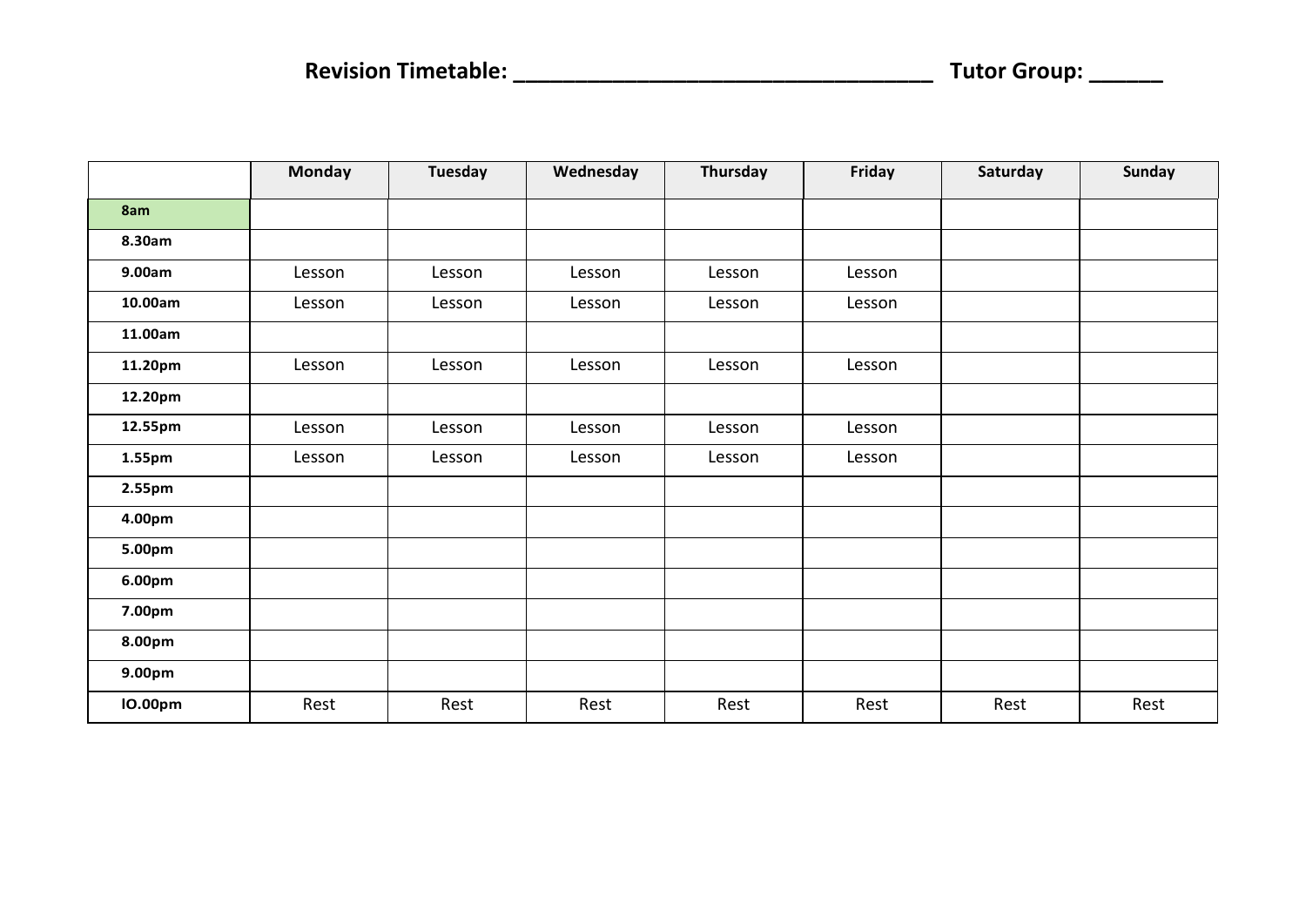**Revision Timetable: ___________________________________ Tutor Group: ______**

| | Monday | Tuesday | Wednesday | Thursday | Friday | Saturday | Sunday |
|---|---|---|---|---|---|---|---|
| 8am | | | | | | | |
| 8.30am | | | | | | | |
| 9.00am | Lesson | Lesson | Lesson | Lesson | Lesson | | |
| 10.00am | Lesson | Lesson | Lesson | Lesson | Lesson | | |
| 11.00am | | | | | | | |
| 11.20pm | Lesson | Lesson | Lesson | Lesson | Lesson | | |
| 12.20pm | | | | | | | |
| 12.55pm | Lesson | Lesson | Lesson | Lesson | Lesson | | |
| 1.55pm | Lesson | Lesson | Lesson | Lesson | Lesson | | |
| 2.55pm | | | | | | | |
| 4.00pm | | | | | | | |
| 5.00pm | | | | | | | |
| 6.00pm | | | | | | | |
| 7.00pm | | | | | | | |
| 8.00pm | | | | | | | |
| 9.00pm | | | | | | | |
| IO.00pm | Rest | Rest | Rest | Rest | Rest | Rest | Rest |